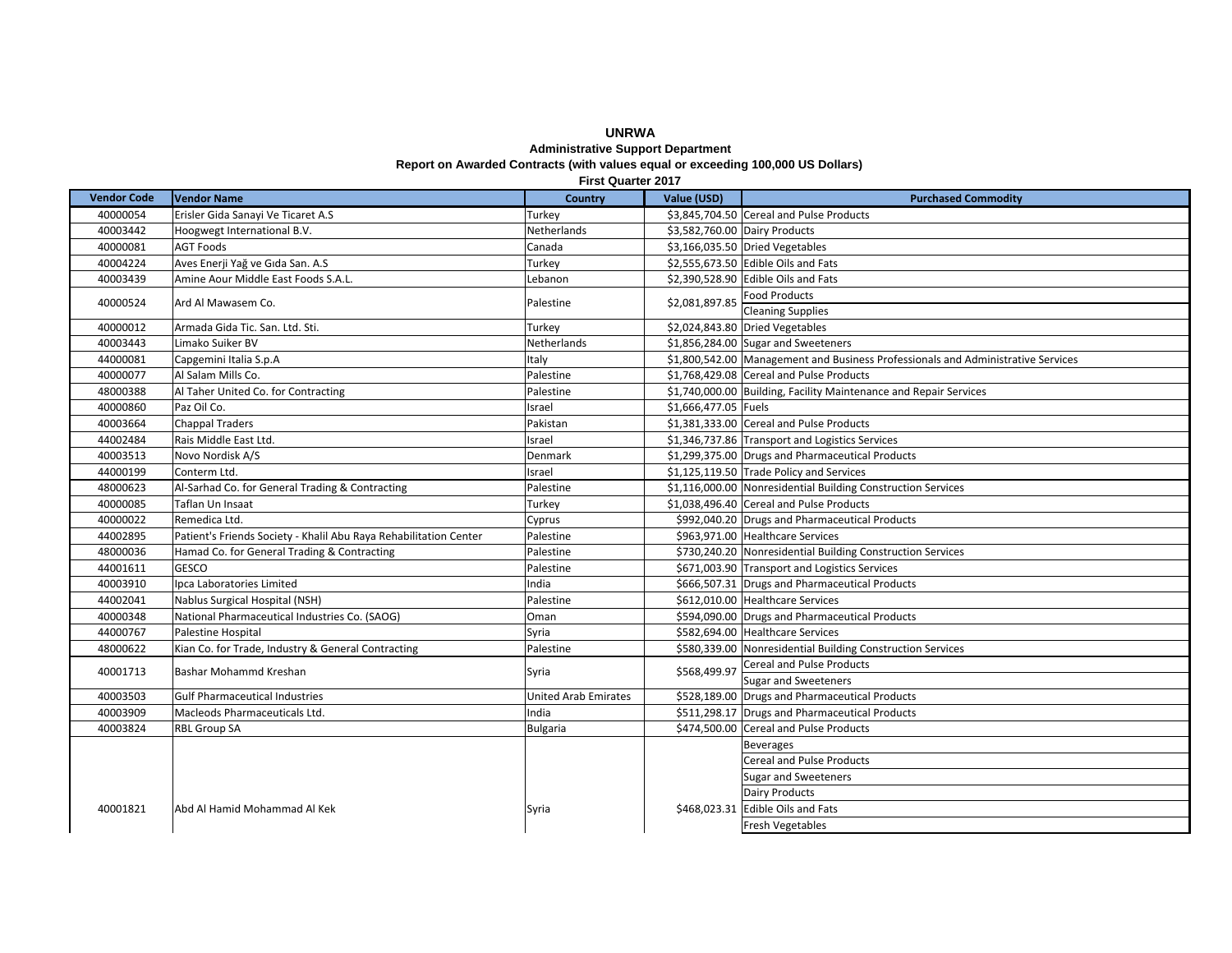# UNRWA

## Administrative Support Department

### Report on Awarded Contracts (with values equal or exceeding 100,000 US Dollars)

**First Quarter 2017**

| Vendor Code | Vendor Name | Country | Value (USD) | Purchased Commodity |
|---|---|---|---|---|
| 40000054 | Erisler Gida Sanayi Ve Ticaret A.S | Turkey | $3,845,704.50 | Cereal and Pulse Products |
| 40003442 | Hoogwegt International B.V. | Netherlands | $3,582,760.00 | Dairy Products |
| 40000081 | AGT Foods | Canada | $3,166,035.50 | Dried Vegetables |
| 40004224 | Aves Enerji Yağ ve Gıda San. A.S | Turkey | $2,555,673.50 | Edible Oils and Fats |
| 40003439 | Amine Aour Middle East Foods S.A.L. | Lebanon | $2,390,528.90 | Edible Oils and Fats |
| 40000524 | Ard Al Mawasem Co. | Palestine | $2,081,897.85 | Food Products |
| | | | | Cleaning Supplies |
| 40000012 | Armada Gida Tic. San. Ltd. Sti. | Turkey | $2,024,843.80 | Dried Vegetables |
| 40003443 | Limako Suiker BV | Netherlands | $1,856,284.00 | Sugar and Sweeteners |
| 44000081 | Capgemini Italia S.p.A | Italy | $1,800,542.00 | Management and Business Professionals and Administrative Services |
| 40000077 | Al Salam Mills Co. | Palestine | $1,768,429.08 | Cereal and Pulse Products |
| 48000388 | Al Taher United Co. for Contracting | Palestine | $1,740,000.00 | Building, Facility Maintenance and Repair Services |
| 40000860 | Paz Oil Co. | Israel | $1,666,477.05 | Fuels |
| 40003664 | Chappal Traders | Pakistan | $1,381,333.00 | Cereal and Pulse Products |
| 44002484 | Rais Middle East Ltd. | Israel | $1,346,737.86 | Transport and Logistics Services |
| 40003513 | Novo Nordisk A/S | Denmark | $1,299,375.00 | Drugs and Pharmaceutical Products |
| 44000199 | Conterm Ltd. | Israel | $1,125,119.50 | Trade Policy and Services |
| 48000623 | Al-Sarhad Co. for General Trading & Contracting | Palestine | $1,116,000.00 | Nonresidential Building Construction Services |
| 40000085 | Taflan Un Insaat | Turkey | $1,038,496.40 | Cereal and Pulse Products |
| 40000022 | Remedica Ltd. | Cyprus | $992,040.20 | Drugs and Pharmaceutical Products |
| 44002895 | Patient's Friends Society - Khalil Abu Raya Rehabilitation Center | Palestine | $963,971.00 | Healthcare Services |
| 48000036 | Hamad Co. for General Trading & Contracting | Palestine | $730,240.20 | Nonresidential Building Construction Services |
| 44001611 | GESCO | Palestine | $671,003.90 | Transport and Logistics Services |
| 40003910 | Ipca Laboratories Limited | India | $666,507.31 | Drugs and Pharmaceutical Products |
| 44002041 | Nablus Surgical Hospital (NSH) | Palestine | $612,010.00 | Healthcare Services |
| 40000348 | National Pharmaceutical Industries Co. (SAOG) | Oman | $594,090.00 | Drugs and Pharmaceutical Products |
| 44000767 | Palestine Hospital | Syria | $582,694.00 | Healthcare Services |
| 48000622 | Kian Co. for Trade, Industry & General Contracting | Palestine | $580,339.00 | Nonresidential Building Construction Services |
| 40001713 | Bashar Mohammd Kreshan | Syria | $568,499.97 | Cereal and Pulse Products |
| | | | | Sugar and Sweeteners |
| 40003503 | Gulf Pharmaceutical Industries | United Arab Emirates | $528,189.00 | Drugs and Pharmaceutical Products |
| 40003909 | Macleods Pharmaceuticals Ltd. | India | $511,298.17 | Drugs and Pharmaceutical Products |
| 40003824 | RBL Group SA | Bulgaria | $474,500.00 | Cereal and Pulse Products |
| 40001821 | Abd Al Hamid Mohammad Al Kek | Syria | $468,023.31 | Beverages |
| | | | | Cereal and Pulse Products |
| | | | | Sugar and Sweeteners |
| | | | | Dairy Products |
| | | | | Edible Oils and Fats |
| | | | | Fresh Vegetables |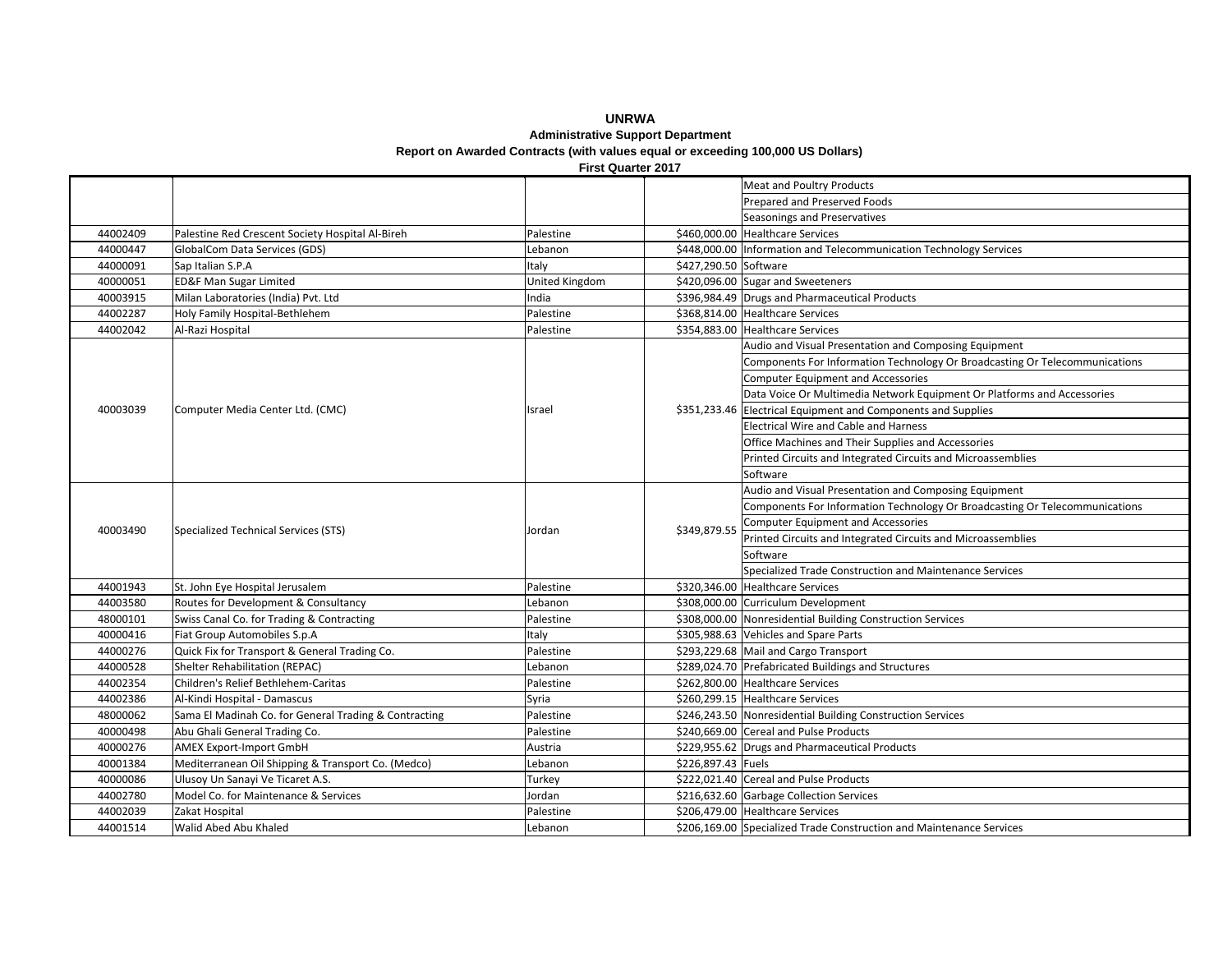**UNRWA**

**Administrative Support Department**

**Report on Awarded Contracts (with values equal or exceeding 100,000 US Dollars)**

**First Quarter 2017**

| | | | | |
|---|---|---|---|---|
| | | | | Meat and Poultry Products |
| | | | | Prepared and Preserved Foods |
| | | | | Seasonings and Preservatives |
| 44002409 | Palestine Red Crescent Society Hospital Al-Bireh | Palestine | $460,000.00 | Healthcare Services |
| 44000447 | GlobalCom Data Services (GDS) | Lebanon | $448,000.00 | Information and Telecommunication Technology Services |
| 44000091 | Sap Italian S.P.A | Italy | $427,290.50 | Software |
| 40000051 | ED&F Man Sugar Limited | United Kingdom | $420,096.00 | Sugar and Sweeteners |
| 40003915 | Milan Laboratories (India) Pvt. Ltd | India | $396,984.49 | Drugs and Pharmaceutical Products |
| 44002287 | Holy Family Hospital-Bethlehem | Palestine | $368,814.00 | Healthcare Services |
| 44002042 | Al-Razi Hospital | Palestine | $354,883.00 | Healthcare Services |
| 40003039 | Computer Media Center Ltd. (CMC) | Israel | $351,233.46 | Audio and Visual Presentation and Composing Equipment |
| | | | | Components For Information Technology Or Broadcasting Or Telecommunications |
| | | | | Computer Equipment and Accessories |
| | | | | Data Voice Or Multimedia Network Equipment Or Platforms and Accessories |
| | | | | Electrical Equipment and Components and Supplies |
| | | | | Electrical Wire and Cable and Harness |
| | | | | Office Machines and Their Supplies and Accessories |
| | | | | Printed Circuits and Integrated Circuits and Microassemblies |
| | | | | Software |
| 40003490 | Specialized Technical Services (STS) | Jordan | $349,879.55 | Audio and Visual Presentation and Composing Equipment |
| | | | | Components For Information Technology Or Broadcasting Or Telecommunications |
| | | | | Computer Equipment and Accessories |
| | | | | Printed Circuits and Integrated Circuits and Microassemblies |
| | | | | Software |
| | | | | Specialized Trade Construction and Maintenance Services |
| 44001943 | St. John Eye Hospital Jerusalem | Palestine | $320,346.00 | Healthcare Services |
| 44003580 | Routes for Development & Consultancy | Lebanon | $308,000.00 | Curriculum Development |
| 48000101 | Swiss Canal Co. for Trading & Contracting | Palestine | $308,000.00 | Nonresidential Building Construction Services |
| 40000416 | Fiat Group Automobiles S.p.A | Italy | $305,988.63 | Vehicles and Spare Parts |
| 44000276 | Quick Fix for Transport & General Trading Co. | Palestine | $293,229.68 | Mail and Cargo Transport |
| 44000528 | Shelter Rehabilitation (REPAC) | Lebanon | $289,024.70 | Prefabricated Buildings and Structures |
| 44002354 | Children's Relief Bethlehem-Caritas | Palestine | $262,800.00 | Healthcare Services |
| 44002386 | Al-Kindi Hospital - Damascus | Syria | $260,299.15 | Healthcare Services |
| 48000062 | Sama El Madinah Co. for General Trading & Contracting | Palestine | $246,243.50 | Nonresidential Building Construction Services |
| 40000498 | Abu Ghali General Trading Co. | Palestine | $240,669.00 | Cereal and Pulse Products |
| 40000276 | AMEX Export-Import GmbH | Austria | $229,955.62 | Drugs and Pharmaceutical Products |
| 40001384 | Mediterranean Oil Shipping & Transport Co. (Medco) | Lebanon | $226,897.43 | Fuels |
| 40000086 | Ulusoy Un Sanayi Ve Ticaret A.S. | Turkey | $222,021.40 | Cereal and Pulse Products |
| 44002780 | Model Co. for Maintenance & Services | Jordan | $216,632.60 | Garbage Collection Services |
| 44002039 | Zakat Hospital | Palestine | $206,479.00 | Healthcare Services |
| 44001514 | Walid Abed Abu Khaled | Lebanon | $206,169.00 | Specialized Trade Construction and Maintenance Services |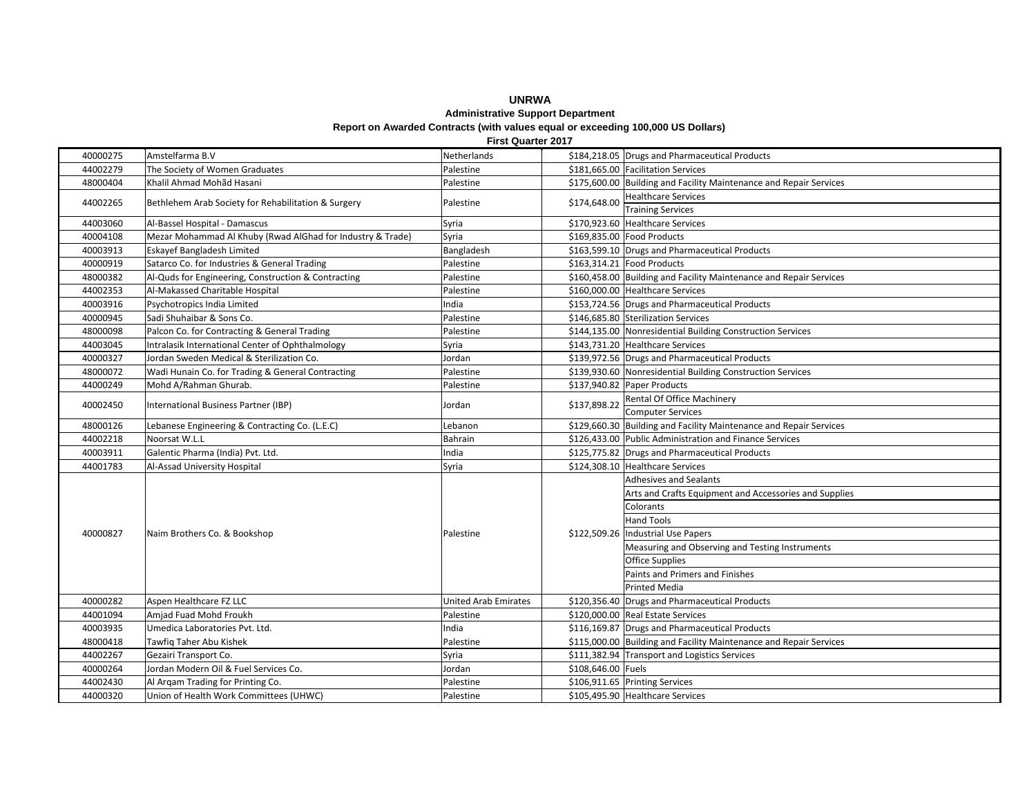**UNRWA**

**Administrative Support Department**

**Report on Awarded Contracts (with values equal or exceeding 100,000 US Dollars)**

**First Quarter 2017**

| | | | | |
|---|---|---|---|---|
| 40000275 | Amstelfarma B.V | Netherlands | $184,218.05 | Drugs and Pharmaceutical Products |
| 44002279 | The Society of Women Graduates | Palestine | $181,665.00 | Facilitation Services |
| 48000404 | Khalil Ahmad Mohãd Hasani | Palestine | $175,600.00 | Building and Facility Maintenance and Repair Services |
| 44002265 | Bethlehem Arab Society for Rehabilitation & Surgery | Palestine | $174,648.00 | Healthcare Services |
| | | | | Training Services |
| 44003060 | Al-Bassel Hospital - Damascus | Syria | $170,923.60 | Healthcare Services |
| 40004108 | Mezar Mohammad Al Khuby (Rwad AlGhad for Industry & Trade) | Syria | $169,835.00 | Food Products |
| 40003913 | Eskayef Bangladesh Limited | Bangladesh | $163,599.10 | Drugs and Pharmaceutical Products |
| 40000919 | Satarco Co. for Industries & General Trading | Palestine | $163,314.21 | Food Products |
| 48000382 | Al-Quds for Engineering, Construction & Contracting | Palestine | $160,458.00 | Building and Facility Maintenance and Repair Services |
| 44002353 | Al-Makassed Charitable Hospital | Palestine | $160,000.00 | Healthcare Services |
| 40003916 | Psychotropics India Limited | India | $153,724.56 | Drugs and Pharmaceutical Products |
| 40000945 | Sadi Shuhaibar & Sons Co. | Palestine | $146,685.80 | Sterilization Services |
| 48000098 | Palcon Co. for Contracting & General Trading | Palestine | $144,135.00 | Nonresidential Building Construction Services |
| 44003045 | Intralasik International Center of Ophthalmology | Syria | $143,731.20 | Healthcare Services |
| 40000327 | Jordan Sweden Medical & Sterilization Co. | Jordan | $139,972.56 | Drugs and Pharmaceutical Products |
| 48000072 | Wadi Hunain Co. for Trading & General Contracting | Palestine | $139,930.60 | Nonresidential Building Construction Services |
| 44000249 | Mohd A/Rahman Ghurab. | Palestine | $137,940.82 | Paper Products |
| 40002450 | International Business Partner (IBP) | Jordan | $137,898.22 | Rental Of Office Machinery |
| | | | | Computer Services |
| 48000126 | Lebanese Engineering & Contracting Co. (L.E.C) | Lebanon | $129,660.30 | Building and Facility Maintenance and Repair Services |
| 44002218 | Noorsat W.L.L | Bahrain | $126,433.00 | Public Administration and Finance Services |
| 40003911 | Galentic Pharma (India) Pvt. Ltd. | India | $125,775.82 | Drugs and Pharmaceutical Products |
| 44001783 | Al-Assad University Hospital | Syria | $124,308.10 | Healthcare Services |
| 40000827 | Naim Brothers Co. & Bookshop | Palestine | $122,509.26 | Adhesives and Sealants |
| | | | | Arts and Crafts Equipment and Accessories and Supplies |
| | | | | Colorants |
| | | | | Hand Tools |
| | | | | Industrial Use Papers |
| | | | | Measuring and Observing and Testing Instruments |
| | | | | Office Supplies |
| | | | | Paints and Primers and Finishes |
| | | | | Printed Media |
| 40000282 | Aspen Healthcare FZ LLC | United Arab Emirates | $120,356.40 | Drugs and Pharmaceutical Products |
| 44001094 | Amjad Fuad Mohd Froukh | Palestine | $120,000.00 | Real Estate Services |
| 40003935 | Umedica Laboratories Pvt. Ltd. | India | $116,169.87 | Drugs and Pharmaceutical Products |
| 48000418 | Tawfiq Taher Abu Kishek | Palestine | $115,000.00 | Building and Facility Maintenance and Repair Services |
| 44002267 | Gezairi Transport Co. | Syria | $111,382.94 | Transport and Logistics Services |
| 40000264 | Jordan Modern Oil & Fuel Services Co. | Jordan | $108,646.00 | Fuels |
| 44002430 | Al Arqam Trading for Printing Co. | Palestine | $106,911.65 | Printing Services |
| 44000320 | Union of Health Work Committees (UHWC) | Palestine | $105,495.90 | Healthcare Services |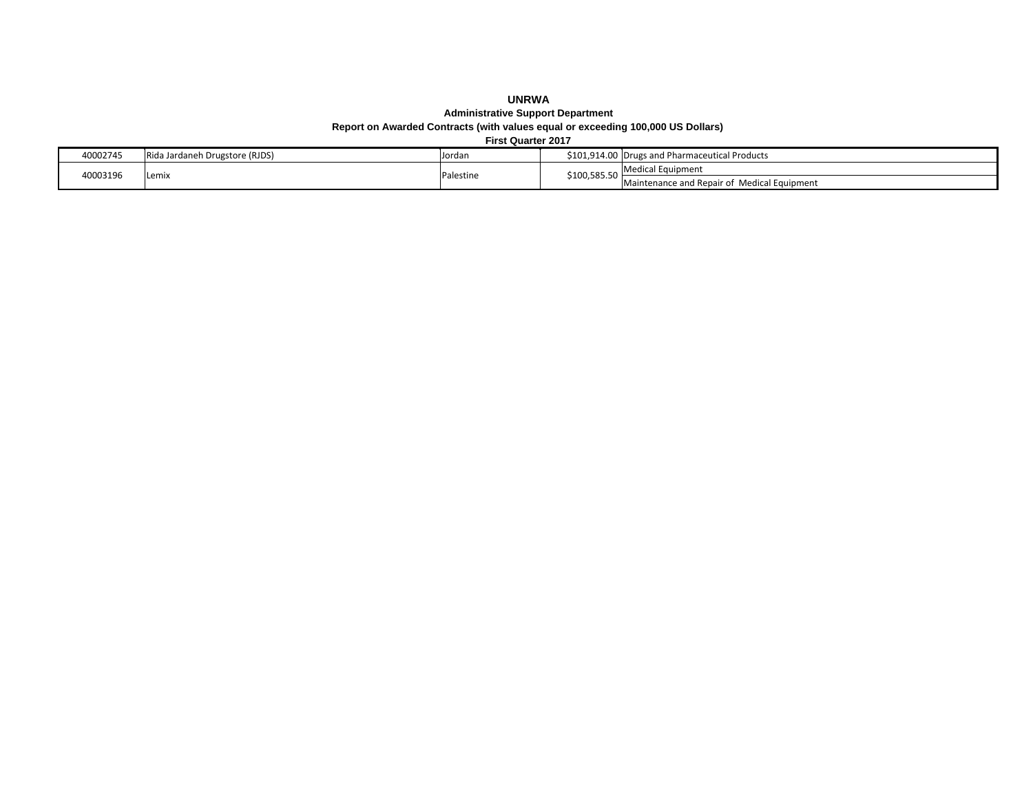**UNRWA**

**Administrative Support Department**

**Report on Awarded Contracts (with values equal or exceeding 100,000 US Dollars)**

**First Quarter 2017**

| | | | | |
|---|---|---|---|---|
| 40002745 | Rida Jardaneh Drugstore (RJDS) | Jordan | $101,914.00 | Drugs and Pharmaceutical Products |
| 40003196 | Lemix | Palestine | $100,585.50 | Medical Equipment |
| | | | | Maintenance and Repair of Medical Equipment |